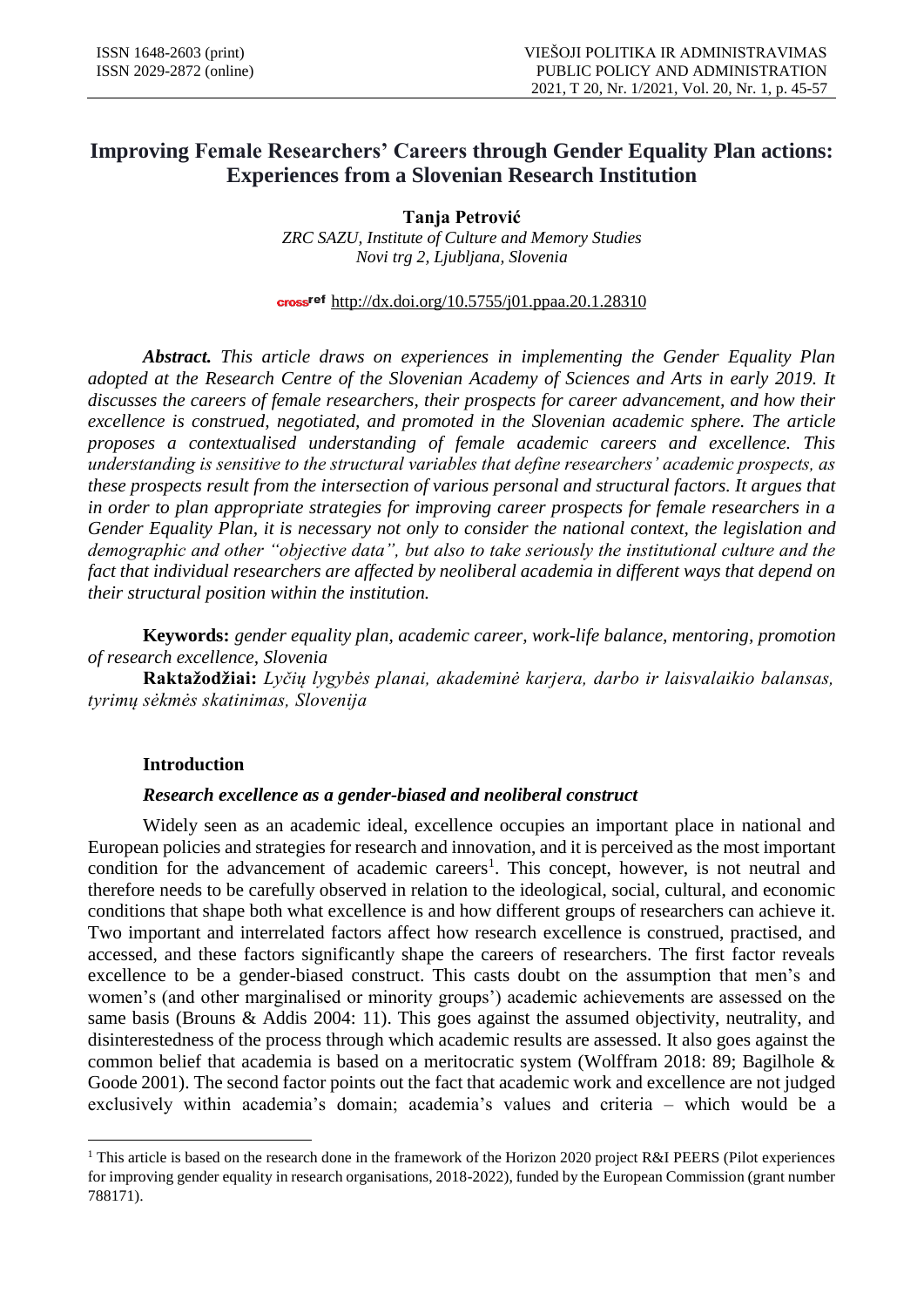# Improving Female Researchers' Careers through Gender Equality Plan actions: Experiences from a Slovenian Research Institution

**Tanja Petrović**

*ZRC SAZU, Institute of Culture and Memory Studies*
*Novi trg 2, Ljubljana, Slovenia*

http://dx.doi.org/10.5755/j01.ppaa.20.1.28310

***Abstract.*** *This article draws on experiences in implementing the Gender Equality Plan adopted at the Research Centre of the Slovenian Academy of Sciences and Arts in early 2019. It discusses the careers of female researchers, their prospects for career advancement, and how their excellence is construed, negotiated, and promoted in the Slovenian academic sphere. The article proposes a contextualised understanding of female academic careers and excellence. This understanding is sensitive to the structural variables that define researchers' academic prospects, as these prospects result from the intersection of various personal and structural factors. It argues that in order to plan appropriate strategies for improving career prospects for female researchers in a Gender Equality Plan, it is necessary not only to consider the national context, the legislation and demographic and other "objective data", but also to take seriously the institutional culture and the fact that individual researchers are affected by neoliberal academia in different ways that depend on their structural position within the institution.*

**Keywords:** *gender equality plan, academic career, work-life balance, mentoring, promotion of research excellence, Slovenia*

**Raktažodžiai:** *Lyčių lygybės planai, akademinė karjera, darbo ir laisvalaikio balansas, tyrimų sėkmės skatinimas, Slovenija*

## Introduction

### *Research excellence as a gender-biased and neoliberal construct*

Widely seen as an academic ideal, excellence occupies an important place in national and European policies and strategies for research and innovation, and it is perceived as the most important condition for the advancement of academic careers[1]. This concept, however, is not neutral and therefore needs to be carefully observed in relation to the ideological, social, cultural, and economic conditions that shape both what excellence is and how different groups of researchers can achieve it. Two important and interrelated factors affect how research excellence is construed, practised, and accessed, and these factors significantly shape the careers of researchers. The first factor reveals excellence to be a gender-biased construct. This casts doubt on the assumption that men's and women's (and other marginalised or minority groups') academic achievements are assessed on the same basis (Brouns & Addis 2004: 11). This goes against the assumed objectivity, neutrality, and disinterestedness of the process through which academic results are assessed. It also goes against the common belief that academia is based on a meritocratic system (Wolffram 2018: 89; Bagilhole & Goode 2001). The second factor points out the fact that academic work and excellence are not judged exclusively within academia's domain; academia's values and criteria – which would be a

[1] This article is based on the research done in the framework of the Horizon 2020 project R&I PEERS (Pilot experiences for improving gender equality in research organisations, 2018-2022), funded by the European Commission (grant number 788171).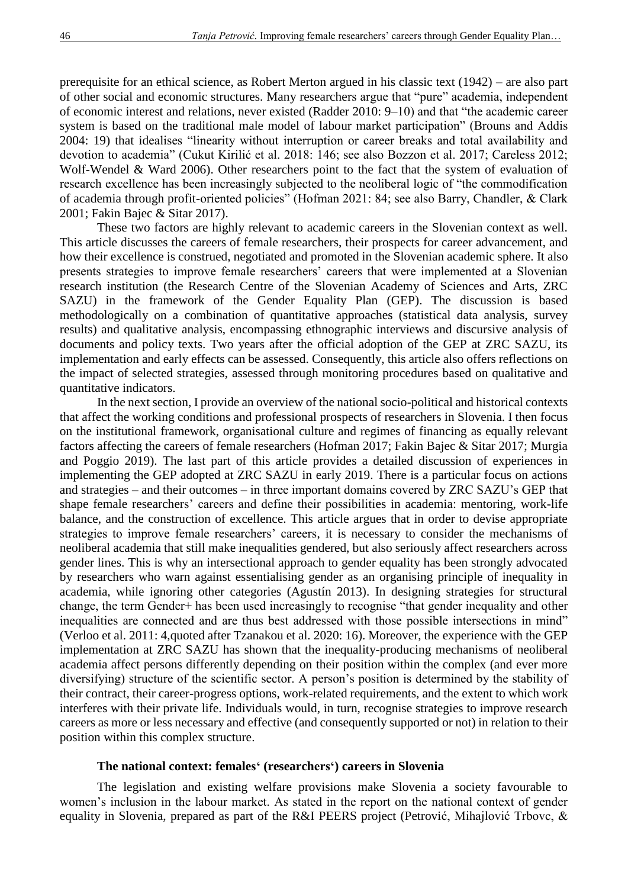prerequisite for an ethical science, as Robert Merton argued in his classic text (1942) – are also part of other social and economic structures. Many researchers argue that "pure" academia, independent of economic interest and relations, never existed (Radder 2010: 9–10) and that "the academic career system is based on the traditional male model of labour market participation" (Brouns and Addis 2004: 19) that idealises "linearity without interruption or career breaks and total availability and devotion to academia" (Cukut Kirilić et al. 2018: 146; see also Bozzon et al. 2017; Careless 2012; Wolf-Wendel & Ward 2006). Other researchers point to the fact that the system of evaluation of research excellence has been increasingly subjected to the neoliberal logic of "the commodification of academia through profit-oriented policies" (Hofman 2021: 84; see also Barry, Chandler, & Clark 2001; Fakin Bajec & Sitar 2017).

These two factors are highly relevant to academic careers in the Slovenian context as well. This article discusses the careers of female researchers, their prospects for career advancement, and how their excellence is construed, negotiated and promoted in the Slovenian academic sphere. It also presents strategies to improve female researchers' careers that were implemented at a Slovenian research institution (the Research Centre of the Slovenian Academy of Sciences and Arts, ZRC SAZU) in the framework of the Gender Equality Plan (GEP). The discussion is based methodologically on a combination of quantitative approaches (statistical data analysis, survey results) and qualitative analysis, encompassing ethnographic interviews and discursive analysis of documents and policy texts. Two years after the official adoption of the GEP at ZRC SAZU, its implementation and early effects can be assessed. Consequently, this article also offers reflections on the impact of selected strategies, assessed through monitoring procedures based on qualitative and quantitative indicators.

In the next section, I provide an overview of the national socio-political and historical contexts that affect the working conditions and professional prospects of researchers in Slovenia. I then focus on the institutional framework, organisational culture and regimes of financing as equally relevant factors affecting the careers of female researchers (Hofman 2017; Fakin Bajec & Sitar 2017; Murgia and Poggio 2019). The last part of this article provides a detailed discussion of experiences in implementing the GEP adopted at ZRC SAZU in early 2019. There is a particular focus on actions and strategies – and their outcomes – in three important domains covered by ZRC SAZU's GEP that shape female researchers' careers and define their possibilities in academia: mentoring, work-life balance, and the construction of excellence. This article argues that in order to devise appropriate strategies to improve female researchers' careers, it is necessary to consider the mechanisms of neoliberal academia that still make inequalities gendered, but also seriously affect researchers across gender lines. This is why an intersectional approach to gender equality has been strongly advocated by researchers who warn against essentialising gender as an organising principle of inequality in academia, while ignoring other categories (Agustín 2013). In designing strategies for structural change, the term Gender+ has been used increasingly to recognise "that gender inequality and other inequalities are connected and are thus best addressed with those possible intersections in mind" (Verloo et al. 2011: 4,quoted after Tzanakou et al. 2020: 16). Moreover, the experience with the GEP implementation at ZRC SAZU has shown that the inequality-producing mechanisms of neoliberal academia affect persons differently depending on their position within the complex (and ever more diversifying) structure of the scientific sector. A person's position is determined by the stability of their contract, their career-progress options, work-related requirements, and the extent to which work interferes with their private life. Individuals would, in turn, recognise strategies to improve research careers as more or less necessary and effective (and consequently supported or not) in relation to their position within this complex structure.

## The national context: females' (researchers') careers in Slovenia

The legislation and existing welfare provisions make Slovenia a society favourable to women's inclusion in the labour market. As stated in the report on the national context of gender equality in Slovenia, prepared as part of the R&I PEERS project (Petrović, Mihajlović Trbovc, &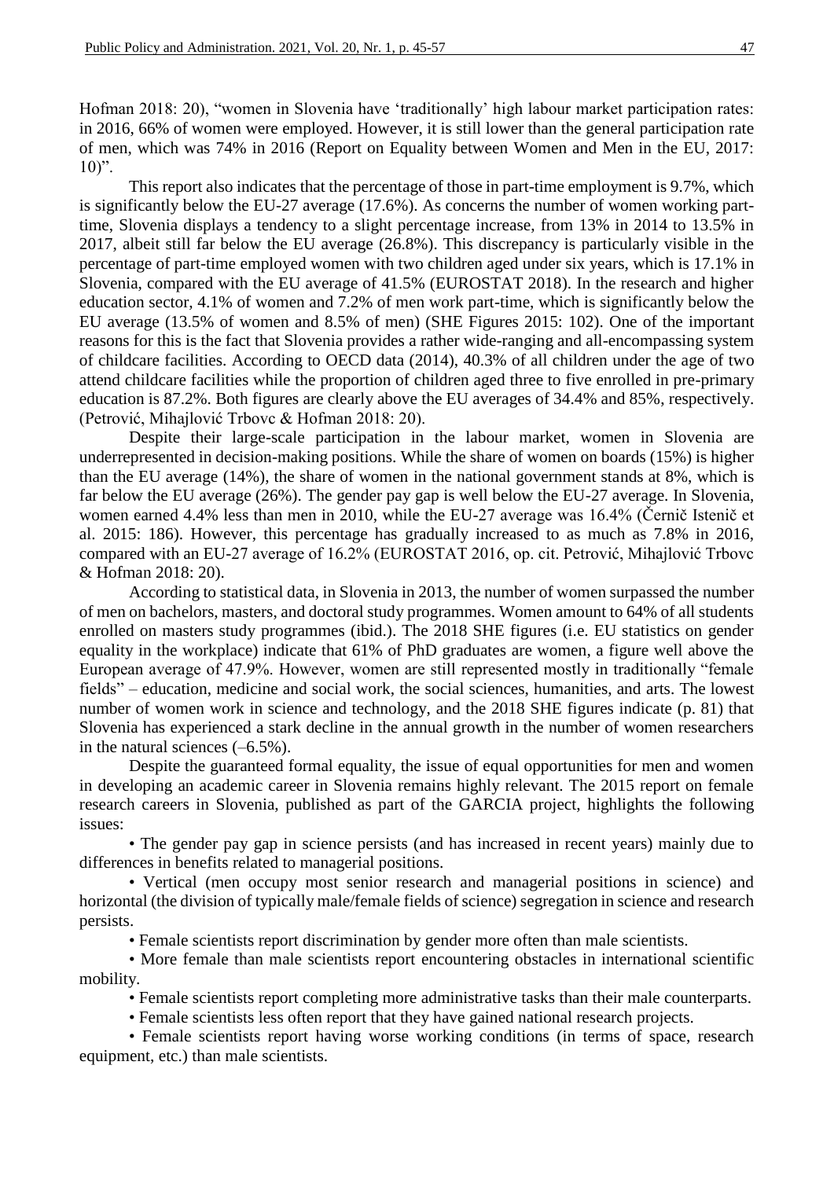Hofman 2018: 20), "women in Slovenia have 'traditionally' high labour market participation rates: in 2016, 66% of women were employed. However, it is still lower than the general participation rate of men, which was 74% in 2016 (Report on Equality between Women and Men in the EU, 2017: 10)".

This report also indicates that the percentage of those in part-time employment is 9.7%, which is significantly below the EU-27 average (17.6%). As concerns the number of women working part-time, Slovenia displays a tendency to a slight percentage increase, from 13% in 2014 to 13.5% in 2017, albeit still far below the EU average (26.8%). This discrepancy is particularly visible in the percentage of part-time employed women with two children aged under six years, which is 17.1% in Slovenia, compared with the EU average of 41.5% (EUROSTAT 2018). In the research and higher education sector, 4.1% of women and 7.2% of men work part-time, which is significantly below the EU average (13.5% of women and 8.5% of men) (SHE Figures 2015: 102). One of the important reasons for this is the fact that Slovenia provides a rather wide-ranging and all-encompassing system of childcare facilities. According to OECD data (2014), 40.3% of all children under the age of two attend childcare facilities while the proportion of children aged three to five enrolled in pre-primary education is 87.2%. Both figures are clearly above the EU averages of 34.4% and 85%, respectively. (Petrović, Mihajlović Trbovc & Hofman 2018: 20).

Despite their large-scale participation in the labour market, women in Slovenia are underrepresented in decision-making positions. While the share of women on boards (15%) is higher than the EU average (14%), the share of women in the national government stands at 8%, which is far below the EU average (26%). The gender pay gap is well below the EU-27 average. In Slovenia, women earned 4.4% less than men in 2010, while the EU-27 average was 16.4% (Černič Istenič et al. 2015: 186). However, this percentage has gradually increased to as much as 7.8% in 2016, compared with an EU-27 average of 16.2% (EUROSTAT 2016, op. cit. Petrović, Mihajlović Trbovc & Hofman 2018: 20).

According to statistical data, in Slovenia in 2013, the number of women surpassed the number of men on bachelors, masters, and doctoral study programmes. Women amount to 64% of all students enrolled on masters study programmes (ibid.). The 2018 SHE figures (i.e. EU statistics on gender equality in the workplace) indicate that 61% of PhD graduates are women, a figure well above the European average of 47.9%. However, women are still represented mostly in traditionally "female fields" – education, medicine and social work, the social sciences, humanities, and arts. The lowest number of women work in science and technology, and the 2018 SHE figures indicate (p. 81) that Slovenia has experienced a stark decline in the annual growth in the number of women researchers in the natural sciences (–6.5%).

Despite the guaranteed formal equality, the issue of equal opportunities for men and women in developing an academic career in Slovenia remains highly relevant. The 2015 report on female research careers in Slovenia, published as part of the GARCIA project, highlights the following issues:

- The gender pay gap in science persists (and has increased in recent years) mainly due to differences in benefits related to managerial positions.
- Vertical (men occupy most senior research and managerial positions in science) and horizontal (the division of typically male/female fields of science) segregation in science and research persists.
- Female scientists report discrimination by gender more often than male scientists.
- More female than male scientists report encountering obstacles in international scientific mobility.
- Female scientists report completing more administrative tasks than their male counterparts.
- Female scientists less often report that they have gained national research projects.
- Female scientists report having worse working conditions (in terms of space, research equipment, etc.) than male scientists.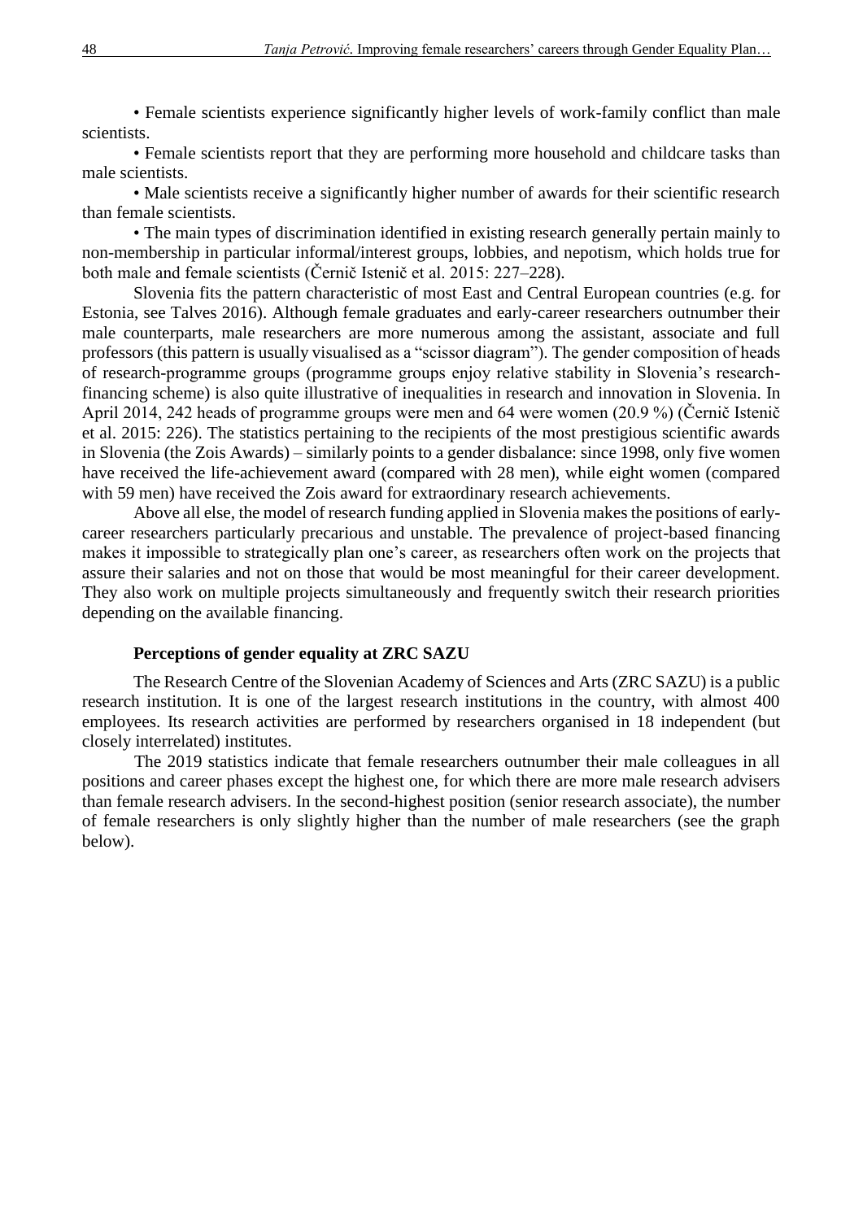• Female scientists experience significantly higher levels of work-family conflict than male scientists.

• Female scientists report that they are performing more household and childcare tasks than male scientists.

• Male scientists receive a significantly higher number of awards for their scientific research than female scientists.

• The main types of discrimination identified in existing research generally pertain mainly to non-membership in particular informal/interest groups, lobbies, and nepotism, which holds true for both male and female scientists (Černič Istenič et al. 2015: 227–228).

Slovenia fits the pattern characteristic of most East and Central European countries (e.g. for Estonia, see Talves 2016). Although female graduates and early-career researchers outnumber their male counterparts, male researchers are more numerous among the assistant, associate and full professors (this pattern is usually visualised as a "scissor diagram"). The gender composition of heads of research-programme groups (programme groups enjoy relative stability in Slovenia's research-financing scheme) is also quite illustrative of inequalities in research and innovation in Slovenia. In April 2014, 242 heads of programme groups were men and 64 were women (20.9 %) (Černič Istenič et al. 2015: 226). The statistics pertaining to the recipients of the most prestigious scientific awards in Slovenia (the Zois Awards) – similarly points to a gender disbalance: since 1998, only five women have received the life-achievement award (compared with 28 men), while eight women (compared with 59 men) have received the Zois award for extraordinary research achievements.

Above all else, the model of research funding applied in Slovenia makes the positions of early-career researchers particularly precarious and unstable. The prevalence of project-based financing makes it impossible to strategically plan one's career, as researchers often work on the projects that assure their salaries and not on those that would be most meaningful for their career development. They also work on multiple projects simultaneously and frequently switch their research priorities depending on the available financing.

### Perceptions of gender equality at ZRC SAZU

The Research Centre of the Slovenian Academy of Sciences and Arts (ZRC SAZU) is a public research institution. It is one of the largest research institutions in the country, with almost 400 employees. Its research activities are performed by researchers organised in 18 independent (but closely interrelated) institutes.

The 2019 statistics indicate that female researchers outnumber their male colleagues in all positions and career phases except the highest one, for which there are more male research advisers than female research advisers. In the second-highest position (senior research associate), the number of female researchers is only slightly higher than the number of male researchers (see the graph below).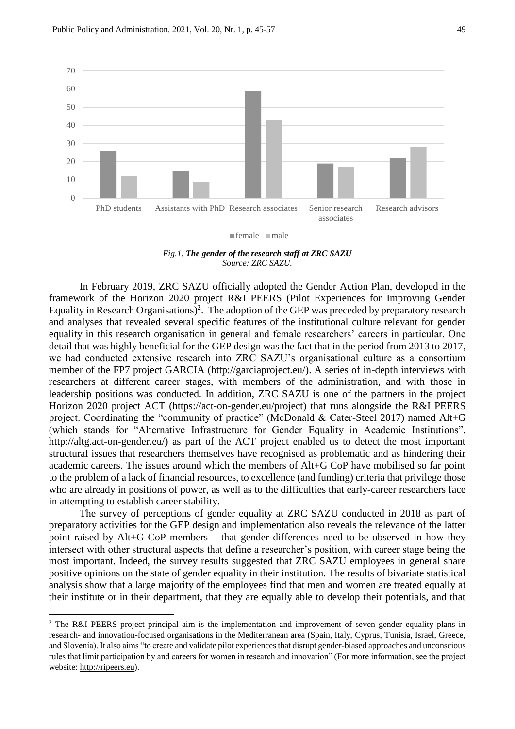*Fig.1.* ***The gender of the research staff at ZRC SAZU***
*Source: ZRC SAZU.*

In February 2019, ZRC SAZU officially adopted the Gender Action Plan, developed in the framework of the Horizon 2020 project R&I PEERS (Pilot Experiences for Improving Gender Equality in Research Organisations)[2]. The adoption of the GEP was preceded by preparatory research and analyses that revealed several specific features of the institutional culture relevant for gender equality in this research organisation in general and female researchers' careers in particular. One detail that was highly beneficial for the GEP design was the fact that in the period from 2013 to 2017, we had conducted extensive research into ZRC SAZU's organisational culture as a consortium member of the FP7 project GARCIA (http://garciaproject.eu/). A series of in-depth interviews with researchers at different career stages, with members of the administration, and with those in leadership positions was conducted. In addition, ZRC SAZU is one of the partners in the project Horizon 2020 project ACT (https://act-on-gender.eu/project) that runs alongside the R&I PEERS project. Coordinating the "community of practice" (McDonald & Cater-Steel 2017) named Alt+G (which stands for "Alternative Infrastructure for Gender Equality in Academic Institutions", http://altg.act-on-gender.eu/) as part of the ACT project enabled us to detect the most important structural issues that researchers themselves have recognised as problematic and as hindering their academic careers. The issues around which the members of Alt+G CoP have mobilised so far point to the problem of a lack of financial resources, to excellence (and funding) criteria that privilege those who are already in positions of power, as well as to the difficulties that early-career researchers face in attempting to establish career stability.

The survey of perceptions of gender equality at ZRC SAZU conducted in 2018 as part of preparatory activities for the GEP design and implementation also reveals the relevance of the latter point raised by Alt+G CoP members – that gender differences need to be observed in how they intersect with other structural aspects that define a researcher's position, with career stage being the most important. Indeed, the survey results suggested that ZRC SAZU employees in general share positive opinions on the state of gender equality in their institution. The results of bivariate statistical analysis show that a large majority of the employees find that men and women are treated equally at their institute or in their department, that they are equally able to develop their potentials, and that

[2] The R&I PEERS project principal aim is the implementation and improvement of seven gender equality plans in research- and innovation-focused organisations in the Mediterranean area (Spain, Italy, Cyprus, Tunisia, Israel, Greece, and Slovenia). It also aims "to create and validate pilot experiences that disrupt gender-biased approaches and unconscious rules that limit participation by and careers for women in research and innovation" (For more information, see the project website: http://ripeers.eu).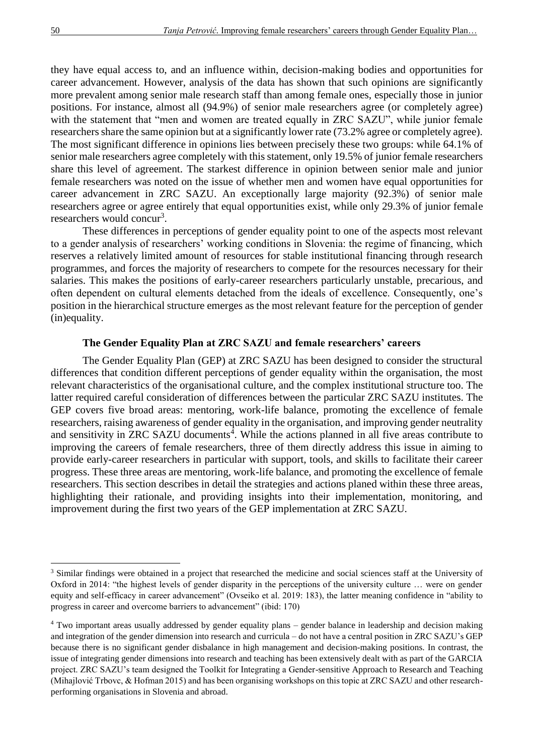they have equal access to, and an influence within, decision-making bodies and opportunities for career advancement. However, analysis of the data has shown that such opinions are significantly more prevalent among senior male research staff than among female ones, especially those in junior positions. For instance, almost all (94.9%) of senior male researchers agree (or completely agree) with the statement that "men and women are treated equally in ZRC SAZU", while junior female researchers share the same opinion but at a significantly lower rate (73.2% agree or completely agree). The most significant difference in opinions lies between precisely these two groups: while 64.1% of senior male researchers agree completely with this statement, only 19.5% of junior female researchers share this level of agreement. The starkest difference in opinion between senior male and junior female researchers was noted on the issue of whether men and women have equal opportunities for career advancement in ZRC SAZU. An exceptionally large majority (92.3%) of senior male researchers agree or agree entirely that equal opportunities exist, while only 29.3% of junior female researchers would concur[3].

These differences in perceptions of gender equality point to one of the aspects most relevant to a gender analysis of researchers' working conditions in Slovenia: the regime of financing, which reserves a relatively limited amount of resources for stable institutional financing through research programmes, and forces the majority of researchers to compete for the resources necessary for their salaries. This makes the positions of early-career researchers particularly unstable, precarious, and often dependent on cultural elements detached from the ideals of excellence. Consequently, one's position in the hierarchical structure emerges as the most relevant feature for the perception of gender (in)equality.

## The Gender Equality Plan at ZRC SAZU and female researchers' careers

The Gender Equality Plan (GEP) at ZRC SAZU has been designed to consider the structural differences that condition different perceptions of gender equality within the organisation, the most relevant characteristics of the organisational culture, and the complex institutional structure too. The latter required careful consideration of differences between the particular ZRC SAZU institutes. The GEP covers five broad areas: mentoring, work-life balance, promoting the excellence of female researchers, raising awareness of gender equality in the organisation, and improving gender neutrality and sensitivity in ZRC SAZU documents[4]. While the actions planned in all five areas contribute to improving the careers of female researchers, three of them directly address this issue in aiming to provide early-career researchers in particular with support, tools, and skills to facilitate their career progress. These three areas are mentoring, work-life balance, and promoting the excellence of female researchers. This section describes in detail the strategies and actions planed within these three areas, highlighting their rationale, and providing insights into their implementation, monitoring, and improvement during the first two years of the GEP implementation at ZRC SAZU.

---

[3] Similar findings were obtained in a project that researched the medicine and social sciences staff at the University of Oxford in 2014: "the highest levels of gender disparity in the perceptions of the university culture … were on gender equity and self-efficacy in career advancement" (Ovseiko et al. 2019: 183), the latter meaning confidence in "ability to progress in career and overcome barriers to advancement" (ibid: 170)

[4] Two important areas usually addressed by gender equality plans – gender balance in leadership and decision making and integration of the gender dimension into research and curricula – do not have a central position in ZRC SAZU's GEP because there is no significant gender disbalance in high management and decision-making positions. In contrast, the issue of integrating gender dimensions into research and teaching has been extensively dealt with as part of the GARCIA project. ZRC SAZU's team designed the Toolkit for Integrating a Gender-sensitive Approach to Research and Teaching (Mihajlović Trbovc, & Hofman 2015) and has been organising workshops on this topic at ZRC SAZU and other research-performing organisations in Slovenia and abroad.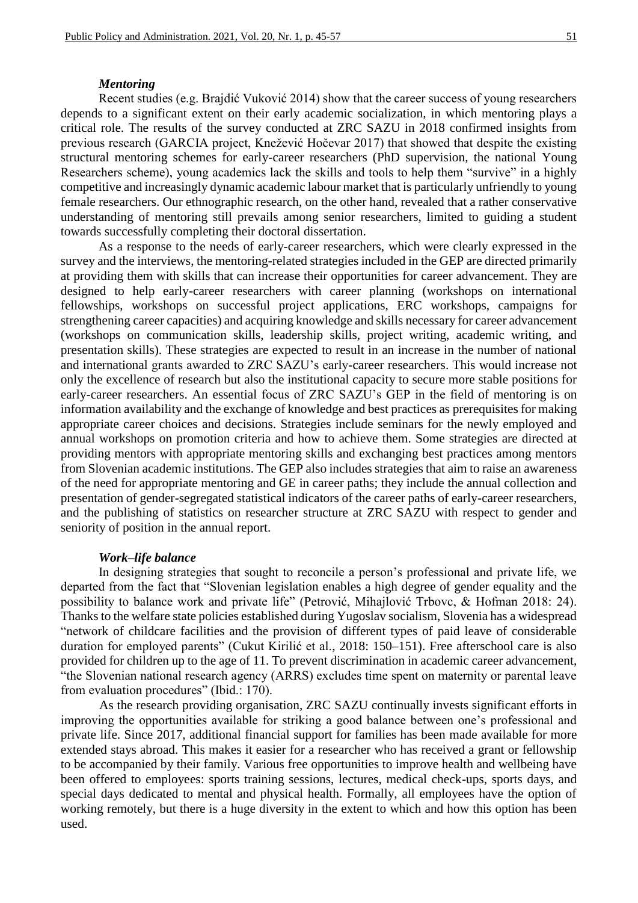### *Mentoring*

Recent studies (e.g. Brajdić Vuković 2014) show that the career success of young researchers depends to a significant extent on their early academic socialization, in which mentoring plays a critical role. The results of the survey conducted at ZRC SAZU in 2018 confirmed insights from previous research (GARCIA project, Knežević Hočevar 2017) that showed that despite the existing structural mentoring schemes for early-career researchers (PhD supervision, the national Young Researchers scheme), young academics lack the skills and tools to help them "survive" in a highly competitive and increasingly dynamic academic labour market that is particularly unfriendly to young female researchers. Our ethnographic research, on the other hand, revealed that a rather conservative understanding of mentoring still prevails among senior researchers, limited to guiding a student towards successfully completing their doctoral dissertation.

As a response to the needs of early-career researchers, which were clearly expressed in the survey and the interviews, the mentoring-related strategies included in the GEP are directed primarily at providing them with skills that can increase their opportunities for career advancement. They are designed to help early-career researchers with career planning (workshops on international fellowships, workshops on successful project applications, ERC workshops, campaigns for strengthening career capacities) and acquiring knowledge and skills necessary for career advancement (workshops on communication skills, leadership skills, project writing, academic writing, and presentation skills). These strategies are expected to result in an increase in the number of national and international grants awarded to ZRC SAZU's early-career researchers. This would increase not only the excellence of research but also the institutional capacity to secure more stable positions for early-career researchers. An essential focus of ZRC SAZU's GEP in the field of mentoring is on information availability and the exchange of knowledge and best practices as prerequisites for making appropriate career choices and decisions. Strategies include seminars for the newly employed and annual workshops on promotion criteria and how to achieve them. Some strategies are directed at providing mentors with appropriate mentoring skills and exchanging best practices among mentors from Slovenian academic institutions. The GEP also includes strategies that aim to raise an awareness of the need for appropriate mentoring and GE in career paths; they include the annual collection and presentation of gender-segregated statistical indicators of the career paths of early-career researchers, and the publishing of statistics on researcher structure at ZRC SAZU with respect to gender and seniority of position in the annual report.

### *Work–life balance*

In designing strategies that sought to reconcile a person's professional and private life, we departed from the fact that "Slovenian legislation enables a high degree of gender equality and the possibility to balance work and private life" (Petrović, Mihajlović Trbovc, & Hofman 2018: 24). Thanks to the welfare state policies established during Yugoslav socialism, Slovenia has a widespread "network of childcare facilities and the provision of different types of paid leave of considerable duration for employed parents" (Cukut Kirilić et al., 2018: 150–151). Free afterschool care is also provided for children up to the age of 11. To prevent discrimination in academic career advancement, "the Slovenian national research agency (ARRS) excludes time spent on maternity or parental leave from evaluation procedures" (Ibid.: 170).

As the research providing organisation, ZRC SAZU continually invests significant efforts in improving the opportunities available for striking a good balance between one's professional and private life. Since 2017, additional financial support for families has been made available for more extended stays abroad. This makes it easier for a researcher who has received a grant or fellowship to be accompanied by their family. Various free opportunities to improve health and wellbeing have been offered to employees: sports training sessions, lectures, medical check-ups, sports days, and special days dedicated to mental and physical health. Formally, all employees have the option of working remotely, but there is a huge diversity in the extent to which and how this option has been used.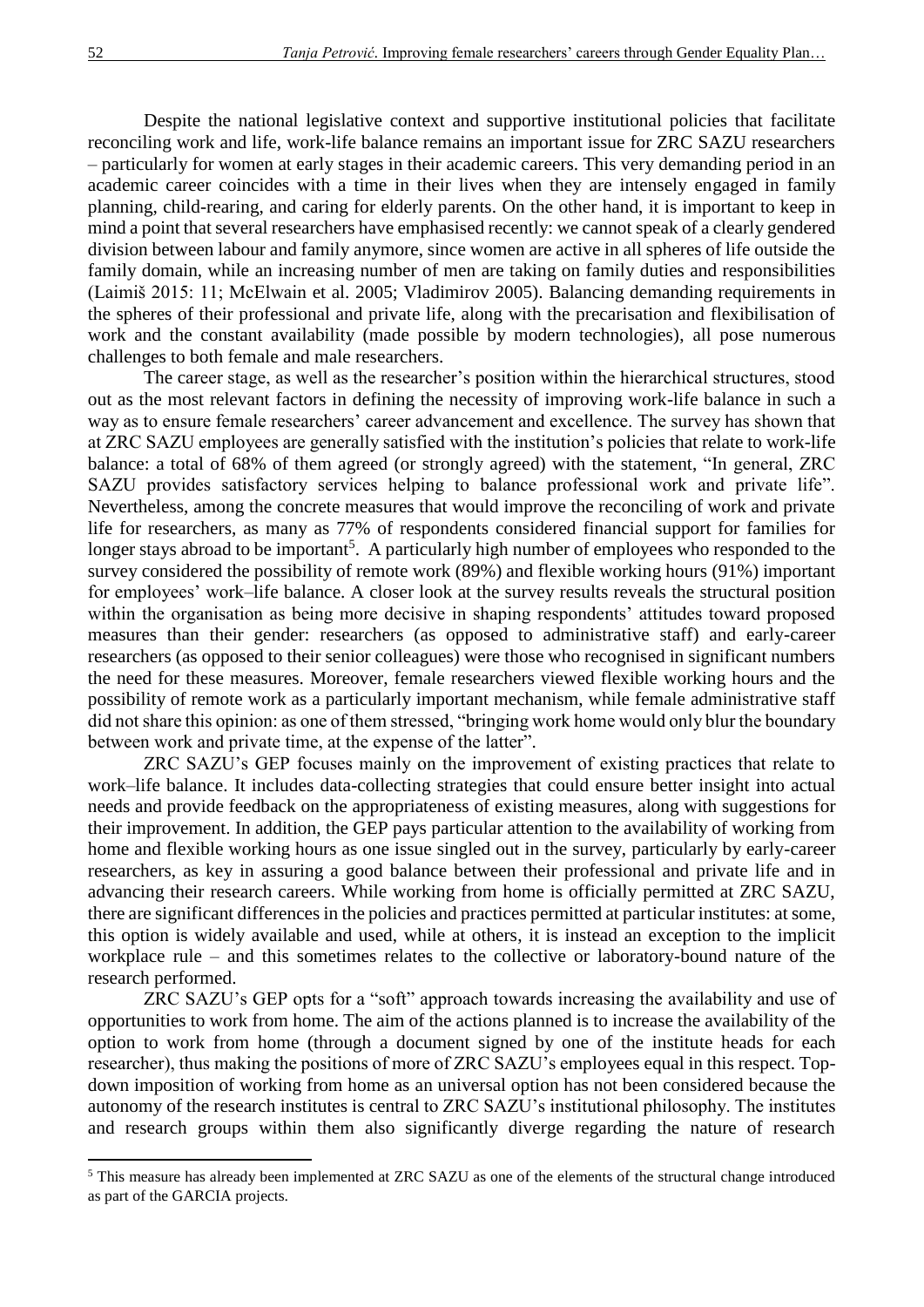Despite the national legislative context and supportive institutional policies that facilitate reconciling work and life, work-life balance remains an important issue for ZRC SAZU researchers – particularly for women at early stages in their academic careers. This very demanding period in an academic career coincides with a time in their lives when they are intensely engaged in family planning, child-rearing, and caring for elderly parents. On the other hand, it is important to keep in mind a point that several researchers have emphasised recently: we cannot speak of a clearly gendered division between labour and family anymore, since women are active in all spheres of life outside the family domain, while an increasing number of men are taking on family duties and responsibilities (Laimiš 2015: 11; McElwain et al. 2005; Vladimirov 2005). Balancing demanding requirements in the spheres of their professional and private life, along with the precarisation and flexibilisation of work and the constant availability (made possible by modern technologies), all pose numerous challenges to both female and male researchers.

The career stage, as well as the researcher's position within the hierarchical structures, stood out as the most relevant factors in defining the necessity of improving work-life balance in such a way as to ensure female researchers' career advancement and excellence. The survey has shown that at ZRC SAZU employees are generally satisfied with the institution's policies that relate to work-life balance: a total of 68% of them agreed (or strongly agreed) with the statement, "In general, ZRC SAZU provides satisfactory services helping to balance professional work and private life". Nevertheless, among the concrete measures that would improve the reconciling of work and private life for researchers, as many as 77% of respondents considered financial support for families for longer stays abroad to be important[5]. A particularly high number of employees who responded to the survey considered the possibility of remote work (89%) and flexible working hours (91%) important for employees' work–life balance. A closer look at the survey results reveals the structural position within the organisation as being more decisive in shaping respondents' attitudes toward proposed measures than their gender: researchers (as opposed to administrative staff) and early-career researchers (as opposed to their senior colleagues) were those who recognised in significant numbers the need for these measures. Moreover, female researchers viewed flexible working hours and the possibility of remote work as a particularly important mechanism, while female administrative staff did not share this opinion: as one of them stressed, "bringing work home would only blur the boundary between work and private time, at the expense of the latter".

ZRC SAZU's GEP focuses mainly on the improvement of existing practices that relate to work–life balance. It includes data-collecting strategies that could ensure better insight into actual needs and provide feedback on the appropriateness of existing measures, along with suggestions for their improvement. In addition, the GEP pays particular attention to the availability of working from home and flexible working hours as one issue singled out in the survey, particularly by early-career researchers, as key in assuring a good balance between their professional and private life and in advancing their research careers. While working from home is officially permitted at ZRC SAZU, there are significant differences in the policies and practices permitted at particular institutes: at some, this option is widely available and used, while at others, it is instead an exception to the implicit workplace rule – and this sometimes relates to the collective or laboratory-bound nature of the research performed.

ZRC SAZU's GEP opts for a "soft" approach towards increasing the availability and use of opportunities to work from home. The aim of the actions planned is to increase the availability of the option to work from home (through a document signed by one of the institute heads for each researcher), thus making the positions of more of ZRC SAZU's employees equal in this respect. Top-down imposition of working from home as an universal option has not been considered because the autonomy of the research institutes is central to ZRC SAZU's institutional philosophy. The institutes and research groups within them also significantly diverge regarding the nature of research

[5] This measure has already been implemented at ZRC SAZU as one of the elements of the structural change introduced as part of the GARCIA projects.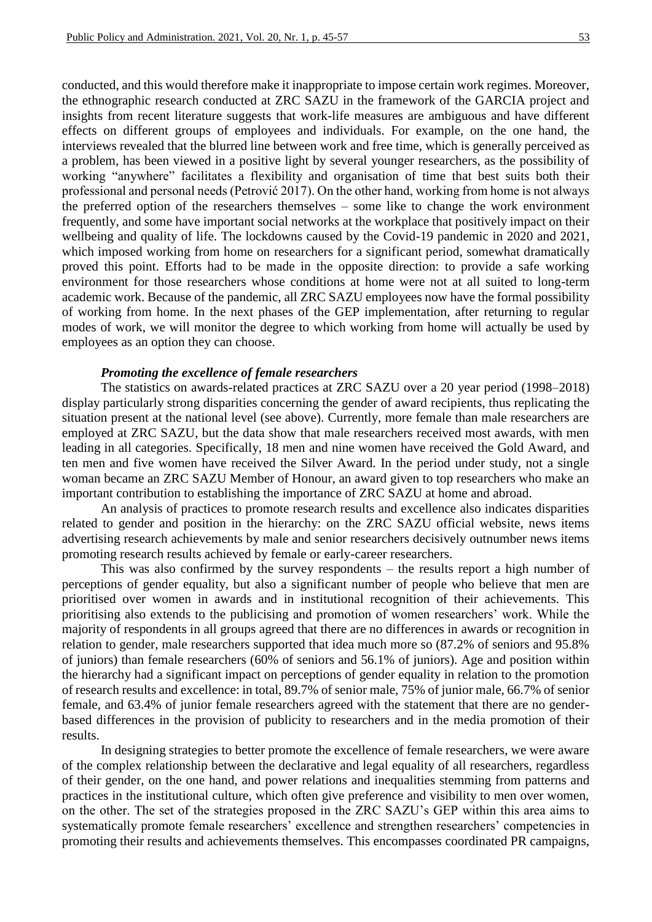conducted, and this would therefore make it inappropriate to impose certain work regimes. Moreover, the ethnographic research conducted at ZRC SAZU in the framework of the GARCIA project and insights from recent literature suggests that work-life measures are ambiguous and have different effects on different groups of employees and individuals. For example, on the one hand, the interviews revealed that the blurred line between work and free time, which is generally perceived as a problem, has been viewed in a positive light by several younger researchers, as the possibility of working "anywhere" facilitates a flexibility and organisation of time that best suits both their professional and personal needs (Petrović 2017). On the other hand, working from home is not always the preferred option of the researchers themselves – some like to change the work environment frequently, and some have important social networks at the workplace that positively impact on their wellbeing and quality of life. The lockdowns caused by the Covid-19 pandemic in 2020 and 2021, which imposed working from home on researchers for a significant period, somewhat dramatically proved this point. Efforts had to be made in the opposite direction: to provide a safe working environment for those researchers whose conditions at home were not at all suited to long-term academic work. Because of the pandemic, all ZRC SAZU employees now have the formal possibility of working from home. In the next phases of the GEP implementation, after returning to regular modes of work, we will monitor the degree to which working from home will actually be used by employees as an option they can choose.

***Promoting the excellence of female researchers***

The statistics on awards-related practices at ZRC SAZU over a 20 year period (1998–2018) display particularly strong disparities concerning the gender of award recipients, thus replicating the situation present at the national level (see above). Currently, more female than male researchers are employed at ZRC SAZU, but the data show that male researchers received most awards, with men leading in all categories. Specifically, 18 men and nine women have received the Gold Award, and ten men and five women have received the Silver Award. In the period under study, not a single woman became an ZRC SAZU Member of Honour, an award given to top researchers who make an important contribution to establishing the importance of ZRC SAZU at home and abroad.

An analysis of practices to promote research results and excellence also indicates disparities related to gender and position in the hierarchy: on the ZRC SAZU official website, news items advertising research achievements by male and senior researchers decisively outnumber news items promoting research results achieved by female or early-career researchers.

This was also confirmed by the survey respondents – the results report a high number of perceptions of gender equality, but also a significant number of people who believe that men are prioritised over women in awards and in institutional recognition of their achievements. This prioritising also extends to the publicising and promotion of women researchers' work. While the majority of respondents in all groups agreed that there are no differences in awards or recognition in relation to gender, male researchers supported that idea much more so (87.2% of seniors and 95.8% of juniors) than female researchers (60% of seniors and 56.1% of juniors). Age and position within the hierarchy had a significant impact on perceptions of gender equality in relation to the promotion of research results and excellence: in total, 89.7% of senior male, 75% of junior male, 66.7% of senior female, and 63.4% of junior female researchers agreed with the statement that there are no gender-based differences in the provision of publicity to researchers and in the media promotion of their results.

In designing strategies to better promote the excellence of female researchers, we were aware of the complex relationship between the declarative and legal equality of all researchers, regardless of their gender, on the one hand, and power relations and inequalities stemming from patterns and practices in the institutional culture, which often give preference and visibility to men over women, on the other. The set of the strategies proposed in the ZRC SAZU's GEP within this area aims to systematically promote female researchers' excellence and strengthen researchers' competencies in promoting their results and achievements themselves. This encompasses coordinated PR campaigns,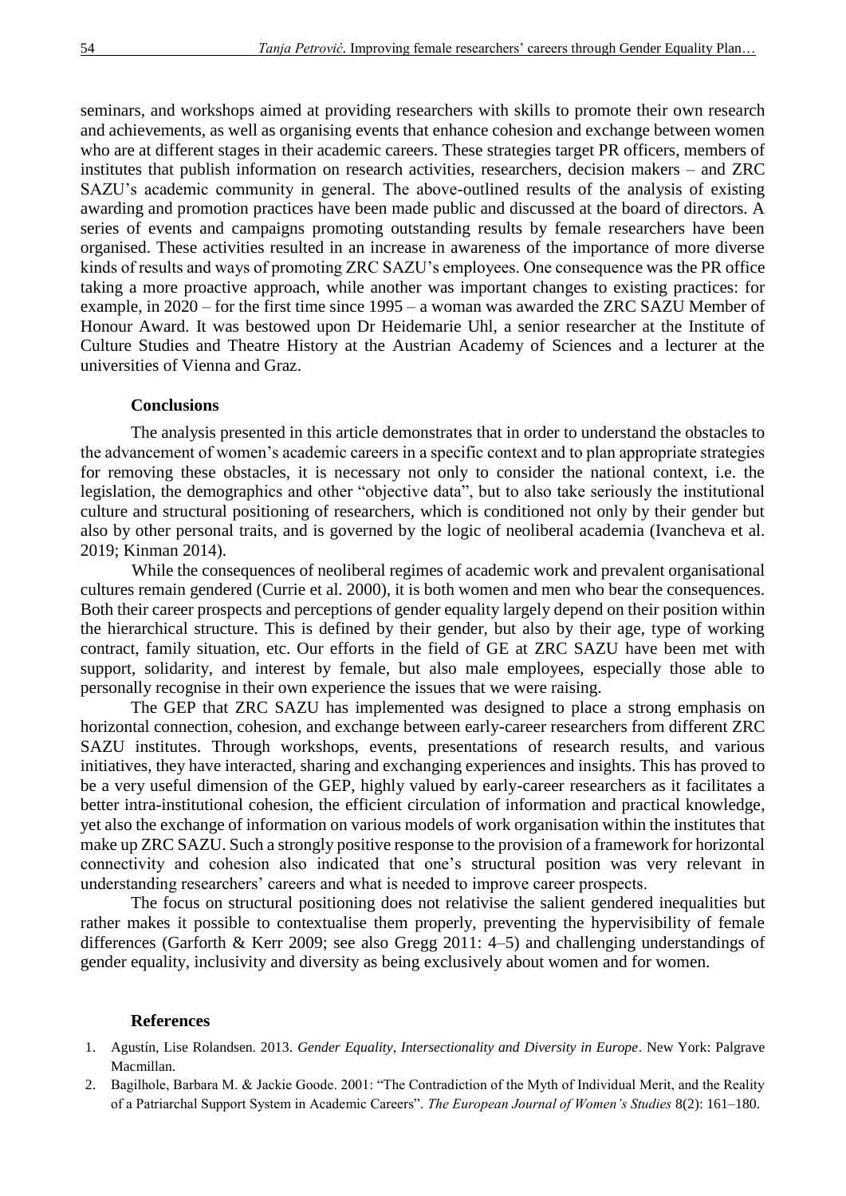seminars, and workshops aimed at providing researchers with skills to promote their own research and achievements, as well as organising events that enhance cohesion and exchange between women who are at different stages in their academic careers. These strategies target PR officers, members of institutes that publish information on research activities, researchers, decision makers – and ZRC SAZU's academic community in general. The above-outlined results of the analysis of existing awarding and promotion practices have been made public and discussed at the board of directors. A series of events and campaigns promoting outstanding results by female researchers have been organised. These activities resulted in an increase in awareness of the importance of more diverse kinds of results and ways of promoting ZRC SAZU's employees. One consequence was the PR office taking a more proactive approach, while another was important changes to existing practices: for example, in 2020 – for the first time since 1995 – a woman was awarded the ZRC SAZU Member of Honour Award. It was bestowed upon Dr Heidemarie Uhl, a senior researcher at the Institute of Culture Studies and Theatre History at the Austrian Academy of Sciences and a lecturer at the universities of Vienna and Graz.

## Conclusions

The analysis presented in this article demonstrates that in order to understand the obstacles to the advancement of women's academic careers in a specific context and to plan appropriate strategies for removing these obstacles, it is necessary not only to consider the national context, i.e. the legislation, the demographics and other "objective data", but to also take seriously the institutional culture and structural positioning of researchers, which is conditioned not only by their gender but also by other personal traits, and is governed by the logic of neoliberal academia (Ivancheva et al. 2019; Kinman 2014).

While the consequences of neoliberal regimes of academic work and prevalent organisational cultures remain gendered (Currie et al. 2000), it is both women and men who bear the consequences. Both their career prospects and perceptions of gender equality largely depend on their position within the hierarchical structure. This is defined by their gender, but also by their age, type of working contract, family situation, etc. Our efforts in the field of GE at ZRC SAZU have been met with support, solidarity, and interest by female, but also male employees, especially those able to personally recognise in their own experience the issues that we were raising.

The GEP that ZRC SAZU has implemented was designed to place a strong emphasis on horizontal connection, cohesion, and exchange between early-career researchers from different ZRC SAZU institutes. Through workshops, events, presentations of research results, and various initiatives, they have interacted, sharing and exchanging experiences and insights. This has proved to be a very useful dimension of the GEP, highly valued by early-career researchers as it facilitates a better intra-institutional cohesion, the efficient circulation of information and practical knowledge, yet also the exchange of information on various models of work organisation within the institutes that make up ZRC SAZU. Such a strongly positive response to the provision of a framework for horizontal connectivity and cohesion also indicated that one's structural position was very relevant in understanding researchers' careers and what is needed to improve career prospects.

The focus on structural positioning does not relativise the salient gendered inequalities but rather makes it possible to contextualise them properly, preventing the hypervisibility of female differences (Garforth & Kerr 2009; see also Gregg 2011: 4–5) and challenging understandings of gender equality, inclusivity and diversity as being exclusively about women and for women.

## References

1. Agustín, Lise Rolandsen. 2013. *Gender Equality, Intersectionality and Diversity in Europe*. New York: Palgrave Macmillan.
2. Bagilhole, Barbara M. & Jackie Goode. 2001: "The Contradiction of the Myth of Individual Merit, and the Reality of a Patriarchal Support System in Academic Careers". *The European Journal of Women's Studies* 8(2): 161–180.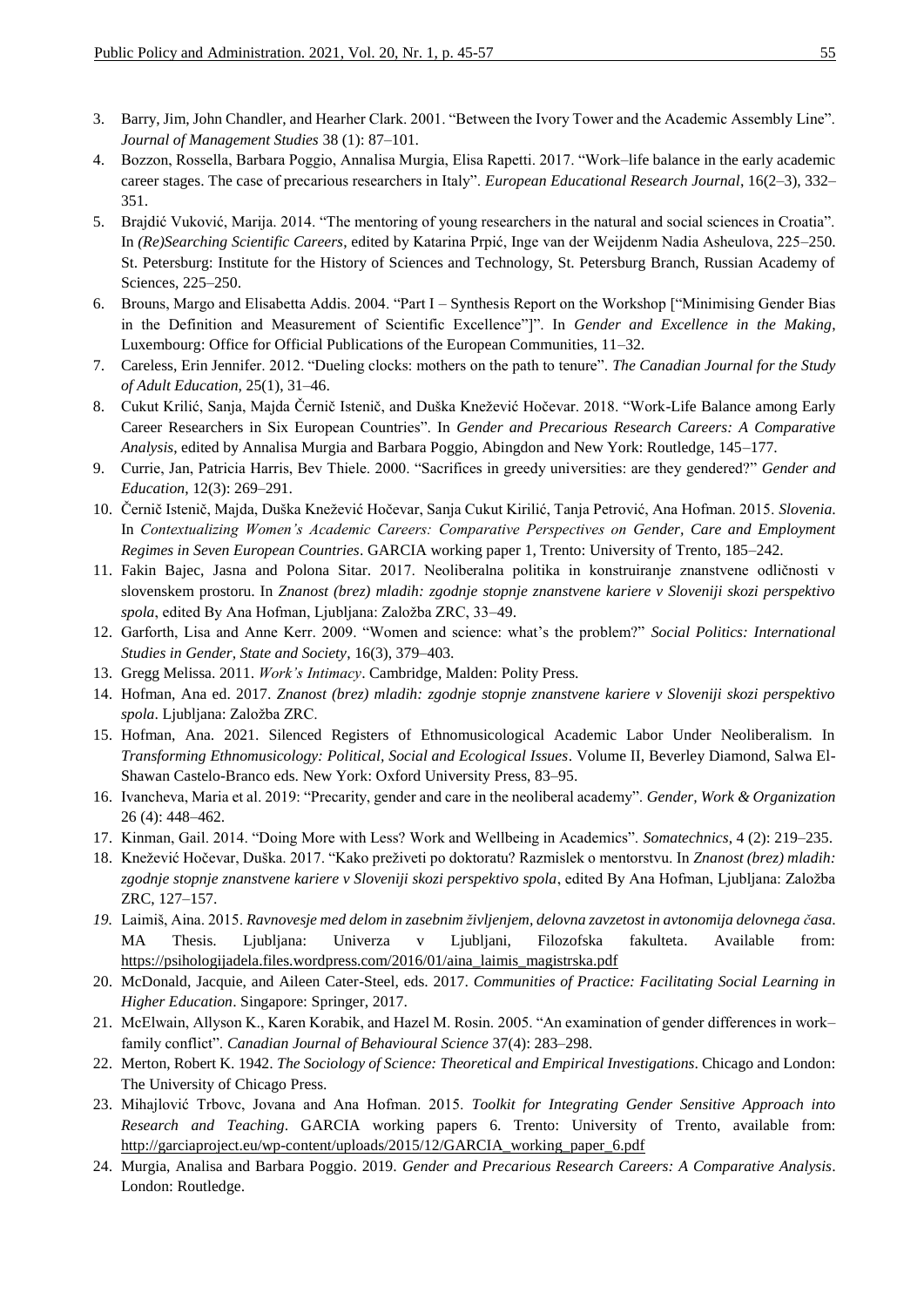3. Barry, Jim, John Chandler, and Hearher Clark. 2001. "Between the Ivory Tower and the Academic Assembly Line". *Journal of Management Studies* 38 (1): 87–101.
4. Bozzon, Rossella, Barbara Poggio, Annalisa Murgia, Elisa Rapetti. 2017. "Work–life balance in the early academic career stages. The case of precarious researchers in Italy". *European Educational Research Journal*, 16(2–3), 332–351.
5. Brajdić Vuković, Marija. 2014. "The mentoring of young researchers in the natural and social sciences in Croatia". In *(Re)Searching Scientific Careers*, edited by Katarina Prpić, Inge van der Weijdenm Nadia Asheulova, 225–250. St. Petersburg: Institute for the History of Sciences and Technology, St. Petersburg Branch, Russian Academy of Sciences, 225–250.
6. Brouns, Margo and Elisabetta Addis. 2004. "Part I – Synthesis Report on the Workshop ["Minimising Gender Bias in the Definition and Measurement of Scientific Excellence"]". In *Gender and Excellence in the Making*, Luxembourg: Office for Official Publications of the European Communities, 11–32.
7. Careless, Erin Jennifer. 2012. "Dueling clocks: mothers on the path to tenure". *The Canadian Journal for the Study of Adult Education,* 25(1), 31–46.
8. Cukut Krilić, Sanja, Majda Černič Istenič, and Duška Knežević Hočevar. 2018. "Work-Life Balance among Early Career Researchers in Six European Countries". In *Gender and Precarious Research Careers: A Comparative Analysis*, edited by Annalisa Murgia and Barbara Poggio, Abingdon and New York: Routledge, 145–177.
9. Currie, Jan, Patricia Harris, Bev Thiele. 2000. "Sacrifices in greedy universities: are they gendered?" *Gender and Education*, 12(3): 269–291.
10. Černič Istenič, Majda, Duška Knežević Hočevar, Sanja Cukut Kirilić, Tanja Petrović, Ana Hofman. 2015. *Slovenia.* In *Contextualizing Women's Academic Careers: Comparative Perspectives on Gender, Care and Employment Regimes in Seven European Countries*. GARCIA working paper 1, Trento: University of Trento, 185–242.
11. Fakin Bajec, Jasna and Polona Sitar. 2017. Neoliberalna politika in konstruiranje znanstvene odličnosti v slovenskem prostoru. In *Znanost (brez) mladih: zgodnje stopnje znanstvene kariere v Sloveniji skozi perspektivo spola*, edited By Ana Hofman, Ljubljana: Založba ZRC, 33–49.
12. Garforth, Lisa and Anne Kerr. 2009. "Women and science: what's the problem?" *Social Politics: International Studies in Gender, State and Society*, 16(3), 379–403.
13. Gregg Melissa. 2011. *Work's Intimacy*. Cambridge, Malden: Polity Press.
14. Hofman, Ana ed. 2017. *Znanost (brez) mladih: zgodnje stopnje znanstvene kariere v Sloveniji skozi perspektivo spola*. Ljubljana: Založba ZRC.
15. Hofman, Ana. 2021. Silenced Registers of Ethnomusicological Academic Labor Under Neoliberalism. In *Transforming Ethnomusicology: Political, Social and Ecological Issues*. Volume II, Beverley Diamond, Salwa El-Shawan Castelo-Branco eds. New York: Oxford University Press, 83–95.
16. Ivancheva, Maria et al. 2019: "Precarity, gender and care in the neoliberal academy". *Gender, Work & Organization* 26 (4): 448–462.
17. Kinman, Gail. 2014. "Doing More with Less? Work and Wellbeing in Academics". *Somatechnics*, 4 (2): 219–235.
18. Knežević Hočevar, Duška. 2017. "Kako preživeti po doktoratu? Razmislek o mentorstvu. In *Znanost (brez) mladih: zgodnje stopnje znanstvene kariere v Sloveniji skozi perspektivo spola*, edited By Ana Hofman, Ljubljana: Založba ZRC, 127–157.
19. Laimiš, Aina. 2015. *Ravnovesje med delom in zasebnim življenjem, delovna zavzetost in avtonomija delovnega časa.* MA Thesis. Ljubljana: Univerza v Ljubljani, Filozofska fakulteta. Available from: https://psihologijadela.files.wordpress.com/2016/01/aina_laimis_magistrska.pdf
20. McDonald, Jacquie, and Aileen Cater-Steel, eds. 2017. *Communities of Practice: Facilitating Social Learning in Higher Education*. Singapore: Springer, 2017.
21. McElwain, Allyson K., Karen Korabik, and Hazel M. Rosin. 2005. "An examination of gender differences in work–family conflict". *Canadian Journal of Behavioural Science* 37(4): 283–298.
22. Merton, Robert K. 1942. *The Sociology of Science: Theoretical and Empirical Investigations*. Chicago and London: The University of Chicago Press.
23. Mihajlović Trbovc, Jovana and Ana Hofman. 2015. *Toolkit for Integrating Gender Sensitive Approach into Research and Teaching*. GARCIA working papers 6. Trento: University of Trento, available from: http://garciaproject.eu/wp-content/uploads/2015/12/GARCIA_working_paper_6.pdf
24. Murgia, Analisa and Barbara Poggio. 2019. *Gender and Precarious Research Careers: A Comparative Analysis*. London: Routledge.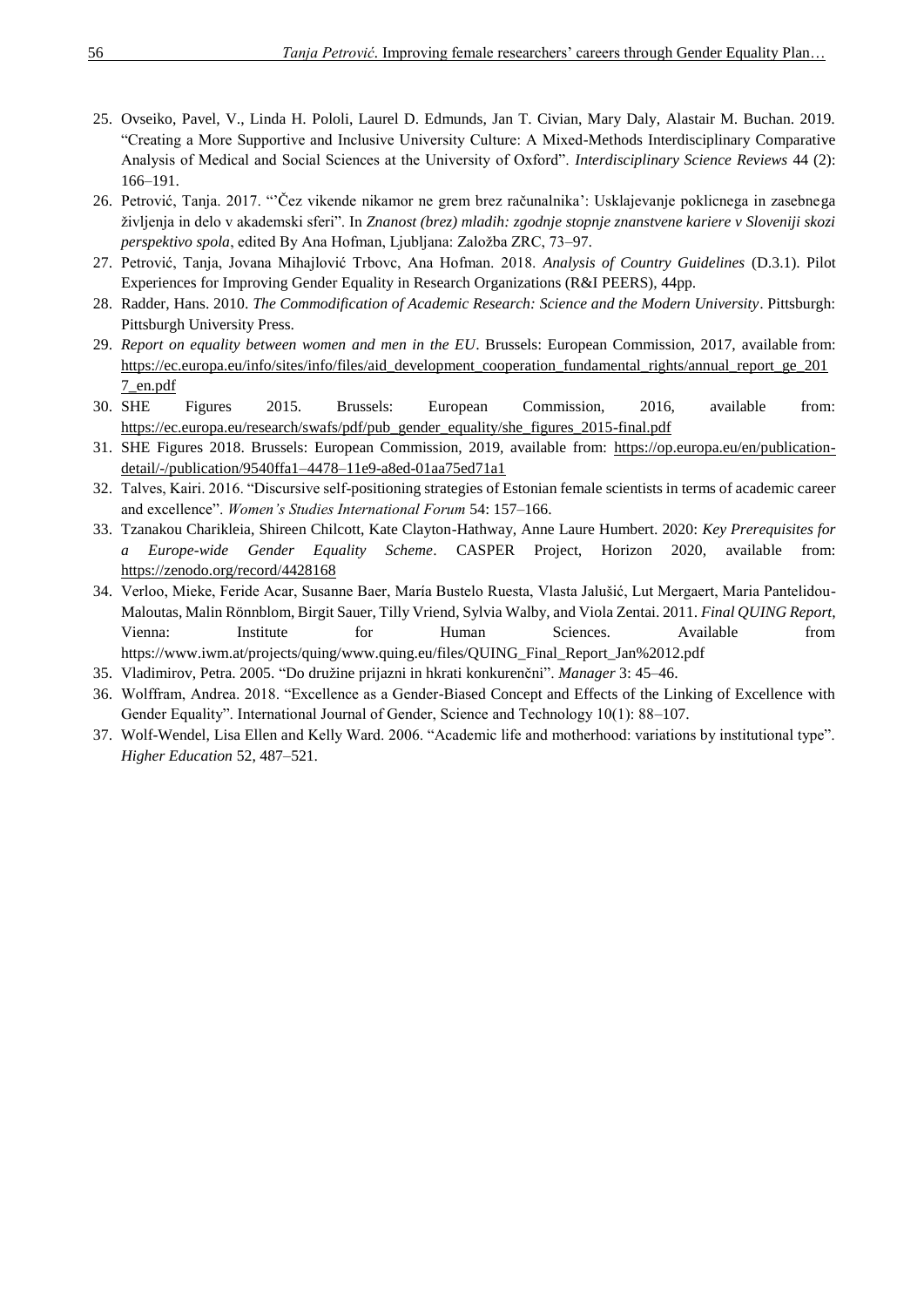25. Ovseiko, Pavel, V., Linda H. Pololi, Laurel D. Edmunds, Jan T. Civian, Mary Daly, Alastair M. Buchan. 2019. "Creating a More Supportive and Inclusive University Culture: A Mixed-Methods Interdisciplinary Comparative Analysis of Medical and Social Sciences at the University of Oxford". *Interdisciplinary Science Reviews* 44 (2): 166–191.
26. Petrović, Tanja. 2017. "'Čez vikende nikamor ne grem brez računalnika': Usklajevanje poklicnega in zasebnega življenja in delo v akademski sferi". In *Znanost (brez) mladih: zgodnje stopnje znanstvene kariere v Sloveniji skozi perspektivo spola*, edited By Ana Hofman, Ljubljana: Založba ZRC, 73–97.
27. Petrović, Tanja, Jovana Mihajlović Trbovc, Ana Hofman. 2018. *Analysis of Country Guidelines* (D.3.1). Pilot Experiences for Improving Gender Equality in Research Organizations (R&I PEERS), 44pp.
28. Radder, Hans. 2010. *The Commodification of Academic Research: Science and the Modern University*. Pittsburgh: Pittsburgh University Press.
29. *Report on equality between women and men in the EU*. Brussels: European Commission, 2017, available from: https://ec.europa.eu/info/sites/info/files/aid_development_cooperation_fundamental_rights/annual_report_ge_2017_en.pdf
30. SHE Figures 2015. Brussels: European Commission, 2016, available from: https://ec.europa.eu/research/swafs/pdf/pub_gender_equality/she_figures_2015-final.pdf
31. SHE Figures 2018. Brussels: European Commission, 2019, available from: https://op.europa.eu/en/publication-detail/-/publication/9540ffa1–4478–11e9-a8ed-01aa75ed71a1
32. Talves, Kairi. 2016. "Discursive self-positioning strategies of Estonian female scientists in terms of academic career and excellence". *Women's Studies International Forum* 54: 157–166.
33. Tzanakou Charikleia, Shireen Chilcott, Kate Clayton-Hathway, Anne Laure Humbert. 2020: *Key Prerequisites for a Europe-wide Gender Equality Scheme*. CASPER Project, Horizon 2020, available from: https://zenodo.org/record/4428168
34. Verloo, Mieke, Feride Acar, Susanne Baer, María Bustelo Ruesta, Vlasta Jalušić, Lut Mergaert, Maria Pantelidou-Maloutas, Malin Rönnblom, Birgit Sauer, Tilly Vriend, Sylvia Walby, and Viola Zentai. 2011. *Final QUING Report*, Vienna: Institute for Human Sciences. Available from https://www.iwm.at/projects/quing/www.quing.eu/files/QUING_Final_Report_Jan%2012.pdf
35. Vladimirov, Petra. 2005. "Do družine prijazni in hkrati konkurenčni". *Manager* 3: 45–46.
36. Wolffram, Andrea. 2018. "Excellence as a Gender-Biased Concept and Effects of the Linking of Excellence with Gender Equality". International Journal of Gender, Science and Technology 10(1): 88–107.
37. Wolf-Wendel, Lisa Ellen and Kelly Ward. 2006. "Academic life and motherhood: variations by institutional type". *Higher Education* 52, 487–521.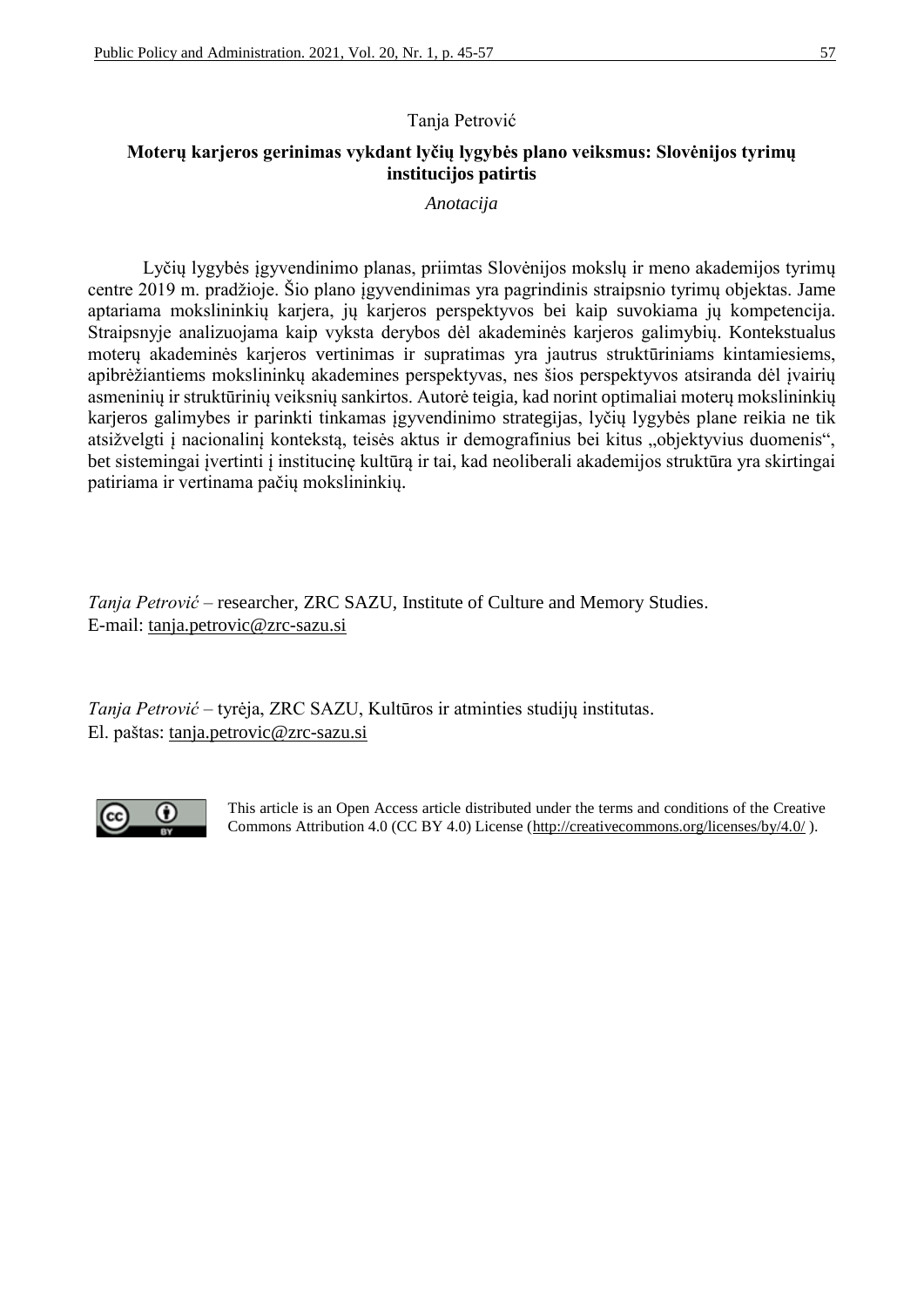Tanja Petrović

**Moterų karjeros gerinimas vykdant lyčių lygybės plano veiksmus: Slovėnijos tyrimų institucijos patirtis**

*Anotacija*

Lyčių lygybės įgyvendinimo planas, priimtas Slovėnijos mokslų ir meno akademijos tyrimų centre 2019 m. pradžioje. Šio plano įgyvendinimas yra pagrindinis straipsnio tyrimų objektas. Jame aptariama mokslininkių karjera, jų karjeros perspektyvos bei kaip suvokiama jų kompetencija. Straipsnyje analizuojama kaip vyksta derybos dėl akademinės karjeros galimybių. Kontekstualus moterų akademinės karjeros vertinimas ir supratimas yra jautrus struktūriniams kintamiesiems, apibrėžiantiems mokslininkų akademines perspektyvas, nes šios perspektyvos atsiranda dėl įvairių asmeninių ir struktūrinių veiksnių sankirtos. Autorė teigia, kad norint optimaliai moterų mokslininkių karjeros galimybes ir parinkti tinkamas įgyvendinimo strategijas, lyčių lygybės plane reikia ne tik atsižvelgti į nacionalinį kontekstą, teisės aktus ir demografinius bei kitus „objektyvius duomenis", bet sistemingai įvertinti į institucinę kultūrą ir tai, kad neoliberali akademijos struktūra yra skirtingai patiriama ir vertinama pačių mokslininkių.

*Tanja Petrović* – researcher, ZRC SAZU, Institute of Culture and Memory Studies.
E-mail: tanja.petrovic@zrc-sazu.si

*Tanja Petrović* – tyrėja, ZRC SAZU, Kultūros ir atminties studijų institutas.
El. paštas: tanja.petrovic@zrc-sazu.si

This article is an Open Access article distributed under the terms and conditions of the Creative Commons Attribution 4.0 (CC BY 4.0) License (http://creativecommons.org/licenses/by/4.0/ ).